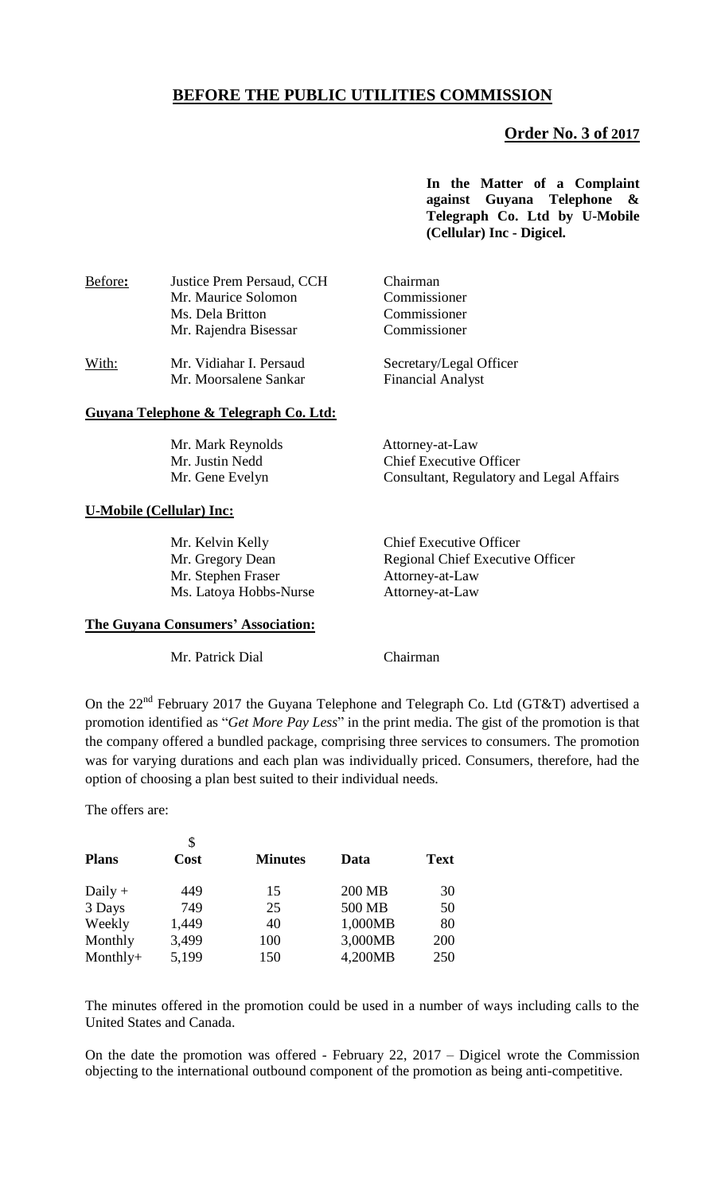# BEFORE THE PUBLIC UTILITIES COMMISSION

## Order No. 3 of 2017

**In the Matter of a Complaint against Guyana Telephone & Telegraph Co. Ltd by U-Mobile (Cellular) Inc - Digicel.**

| | | |
|---|---|---|
| Before**:** | Justice Prem Persaud, CCH | Chairman |
| | Mr. Maurice Solomon | Commissioner |
| | Ms. Dela Britton | Commissioner |
| | Mr. Rajendra Bisessar | Commissioner |
| With: | Mr. Vidiahar I. Persaud | Secretary/Legal Officer |
| | Mr. Moorsalene Sankar | Financial Analyst |

**Guyana Telephone & Telegraph Co. Ltd:**

| | |
|---|---|
| Mr. Mark Reynolds | Attorney-at-Law |
| Mr. Justin Nedd | Chief Executive Officer |
| Mr. Gene Evelyn | Consultant, Regulatory and Legal Affairs |

**U-Mobile (Cellular) Inc:**

| | |
|---|---|
| Mr. Kelvin Kelly | Chief Executive Officer |
| Mr. Gregory Dean | Regional Chief Executive Officer |
| Mr. Stephen Fraser | Attorney-at-Law |
| Ms. Latoya Hobbs-Nurse | Attorney-at-Law |

**The Guyana Consumers' Association:**

| | |
|---|---|
| Mr. Patrick Dial | Chairman |

On the 22nd February 2017 the Guyana Telephone and Telegraph Co. Ltd (GT&T) advertised a promotion identified as "*Get More Pay Less*" in the print media. The gist of the promotion is that the company offered a bundled package, comprising three services to consumers. The promotion was for varying durations and each plan was individually priced. Consumers, therefore, had the option of choosing a plan best suited to their individual needs.

The offers are:

| Plans | $ Cost | Minutes | Data | Text |
|---|---|---|---|---|
| Daily + | 449 | 15 | 200 MB | 30 |
| 3 Days | 749 | 25 | 500 MB | 50 |
| Weekly | 1,449 | 40 | 1,000MB | 80 |
| Monthly | 3,499 | 100 | 3,000MB | 200 |
| Monthly+ | 5,199 | 150 | 4,200MB | 250 |

The minutes offered in the promotion could be used in a number of ways including calls to the United States and Canada.

On the date the promotion was offered - February 22, 2017 – Digicel wrote the Commission objecting to the international outbound component of the promotion as being anti-competitive.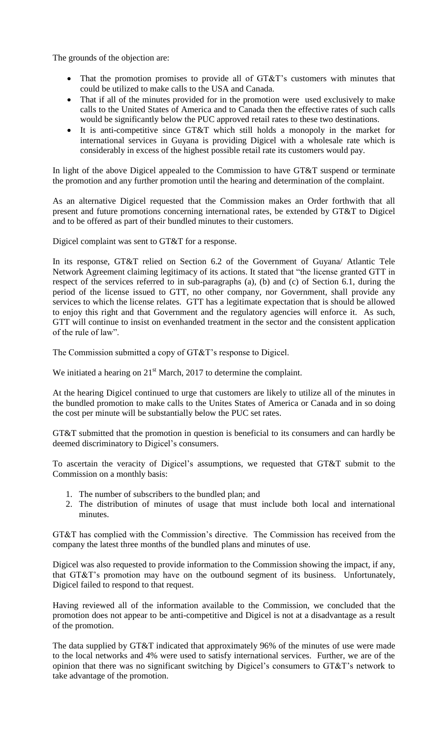The grounds of the objection are:

- That the promotion promises to provide all of GT&T's customers with minutes that could be utilized to make calls to the USA and Canada.
- That if all of the minutes provided for in the promotion were used exclusively to make calls to the United States of America and to Canada then the effective rates of such calls would be significantly below the PUC approved retail rates to these two destinations.
- It is anti-competitive since GT&T which still holds a monopoly in the market for international services in Guyana is providing Digicel with a wholesale rate which is considerably in excess of the highest possible retail rate its customers would pay.

In light of the above Digicel appealed to the Commission to have GT&T suspend or terminate the promotion and any further promotion until the hearing and determination of the complaint.

As an alternative Digicel requested that the Commission makes an Order forthwith that all present and future promotions concerning international rates, be extended by GT&T to Digicel and to be offered as part of their bundled minutes to their customers.

Digicel complaint was sent to GT&T for a response.

In its response, GT&T relied on Section 6.2 of the Government of Guyana/ Atlantic Tele Network Agreement claiming legitimacy of its actions. It stated that "the license granted GTT in respect of the services referred to in sub-paragraphs (a), (b) and (c) of Section 6.1, during the period of the license issued to GTT, no other company, nor Government, shall provide any services to which the license relates. GTT has a legitimate expectation that is should be allowed to enjoy this right and that Government and the regulatory agencies will enforce it. As such, GTT will continue to insist on evenhanded treatment in the sector and the consistent application of the rule of law".

The Commission submitted a copy of GT&T's response to Digicel.

We initiated a hearing on 21st March, 2017 to determine the complaint.

At the hearing Digicel continued to urge that customers are likely to utilize all of the minutes in the bundled promotion to make calls to the Unites States of America or Canada and in so doing the cost per minute will be substantially below the PUC set rates.

GT&T submitted that the promotion in question is beneficial to its consumers and can hardly be deemed discriminatory to Digicel's consumers.

To ascertain the veracity of Digicel's assumptions, we requested that GT&T submit to the Commission on a monthly basis:

1. The number of subscribers to the bundled plan; and
2. The distribution of minutes of usage that must include both local and international minutes.

GT&T has complied with the Commission's directive. The Commission has received from the company the latest three months of the bundled plans and minutes of use.

Digicel was also requested to provide information to the Commission showing the impact, if any, that GT&T's promotion may have on the outbound segment of its business. Unfortunately, Digicel failed to respond to that request.

Having reviewed all of the information available to the Commission, we concluded that the promotion does not appear to be anti-competitive and Digicel is not at a disadvantage as a result of the promotion.

The data supplied by GT&T indicated that approximately 96% of the minutes of use were made to the local networks and 4% were used to satisfy international services. Further, we are of the opinion that there was no significant switching by Digicel's consumers to GT&T's network to take advantage of the promotion.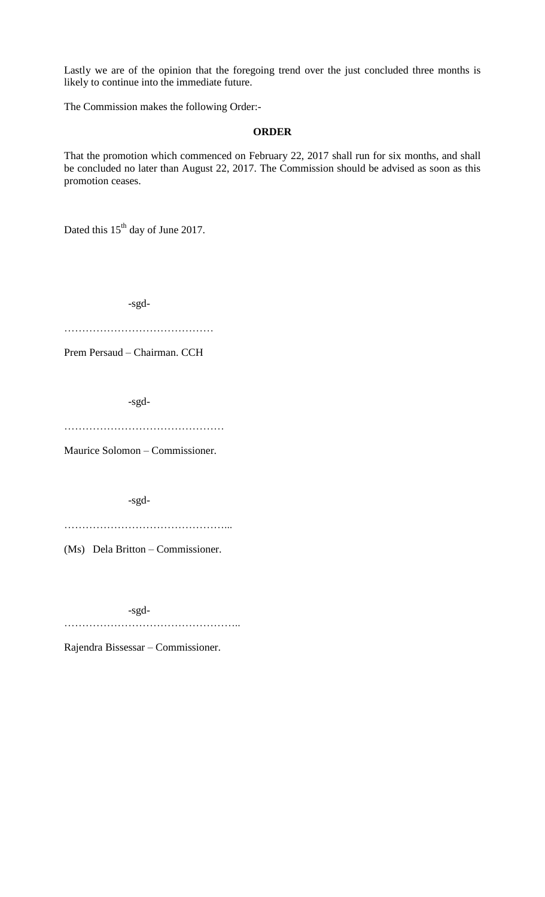Lastly we are of the opinion that the foregoing trend over the just concluded three months is likely to continue into the immediate future.

The Commission makes the following Order:-

**ORDER**

That the promotion which commenced on February 22, 2017 shall run for six months, and shall be concluded no later than August 22, 2017. The Commission should be advised as soon as this promotion ceases.

Dated this 15th day of June 2017.

-sgd-

……………………………………

Prem Persaud – Chairman. CCH

-sgd-

………………………………………

Maurice Solomon – Commissioner.

-sgd-

………………………………………..

(Ms) Dela Britton – Commissioner.

-sgd-

…………………………………………..

Rajendra Bissessar – Commissioner.